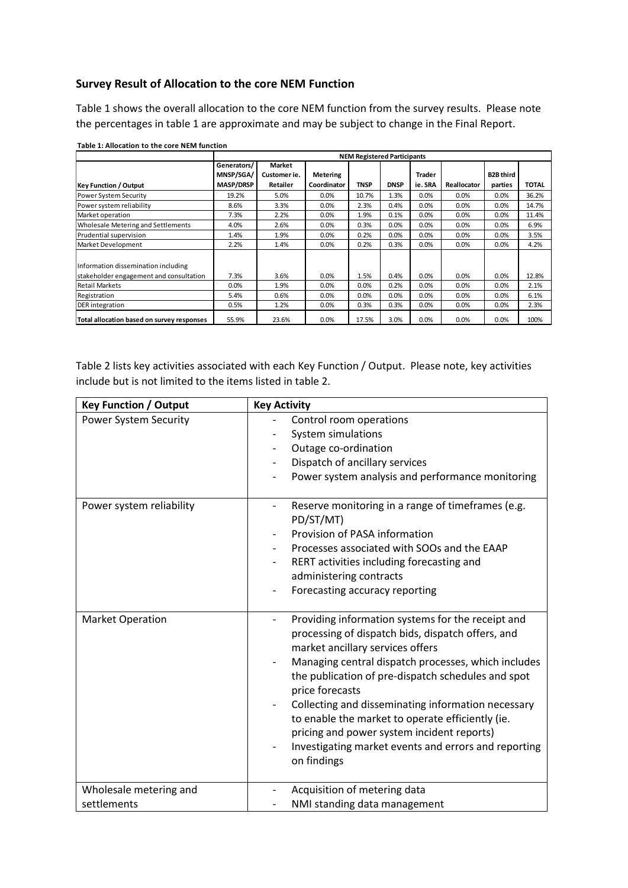## Survey Result of Allocation to the core NEM Function

Table 1 shows the overall allocation to the core NEM function from the survey results. Please note the percentages in table 1 are approximate and may be subject to change in the Final Report.

**Table 1: Allocation to the core NEM function**

| | NEM Registered Participants | | | | | | | | |
|---|---|---|---|---|---|---|---|---|---|
| **Key Function / Output** | **Generators/ MNSP/SGA/ MASP/DRSP** | **Market Customer ie. Retailer** | **Metering Coordinator** | **TNSP** | **DNSP** | **Trader ie. SRA** | **Reallocator** | **B2B third parties** | **TOTAL** |
| Power System Security | 19.2% | 5.0% | 0.0% | 10.7% | 1.3% | 0.0% | 0.0% | 0.0% | 36.2% |
| Power system reliability | 8.6% | 3.3% | 0.0% | 2.3% | 0.4% | 0.0% | 0.0% | 0.0% | 14.7% |
| Market operation | 7.3% | 2.2% | 0.0% | 1.9% | 0.1% | 0.0% | 0.0% | 0.0% | 11.4% |
| Wholesale Metering and Settlements | 4.0% | 2.6% | 0.0% | 0.3% | 0.0% | 0.0% | 0.0% | 0.0% | 6.9% |
| Prudential supervision | 1.4% | 1.9% | 0.0% | 0.2% | 0.0% | 0.0% | 0.0% | 0.0% | 3.5% |
| Market Development | 2.2% | 1.4% | 0.0% | 0.2% | 0.3% | 0.0% | 0.0% | 0.0% | 4.2% |
| Information dissemination including stakeholder engagement and consultation | 7.3% | 3.6% | 0.0% | 1.5% | 0.4% | 0.0% | 0.0% | 0.0% | 12.8% |
| Retail Markets | 0.0% | 1.9% | 0.0% | 0.0% | 0.2% | 0.0% | 0.0% | 0.0% | 2.1% |
| Registration | 5.4% | 0.6% | 0.0% | 0.0% | 0.0% | 0.0% | 0.0% | 0.0% | 6.1% |
| DER integration | 0.5% | 1.2% | 0.0% | 0.3% | 0.3% | 0.0% | 0.0% | 0.0% | 2.3% |
| **Total allocation based on survey responses** | 55.9% | 23.6% | 0.0% | 17.5% | 3.0% | 0.0% | 0.0% | 0.0% | 100% |

Table 2 lists key activities associated with each Key Function / Output. Please note, key activities include but is not limited to the items listed in table 2.

| **Key Function / Output** | **Key Activity** |
|---|---|
| Power System Security | - Control room operations<br>- System simulations<br>- Outage co-ordination<br>- Dispatch of ancillary services<br>- Power system analysis and performance monitoring |
| Power system reliability | - Reserve monitoring in a range of timeframes (e.g. PD/ST/MT)<br>- Provision of PASA information<br>- Processes associated with SOOs and the EAAP<br>- RERT activities including forecasting and administering contracts<br>- Forecasting accuracy reporting |
| Market Operation | - Providing information systems for the receipt and processing of dispatch bids, dispatch offers, and market ancillary services offers<br>- Managing central dispatch processes, which includes the publication of pre-dispatch schedules and spot price forecasts<br>- Collecting and disseminating information necessary to enable the market to operate efficiently (ie. pricing and power system incident reports)<br>- Investigating market events and errors and reporting on findings |
| Wholesale metering and settlements | - Acquisition of metering data<br>- NMI standing data management |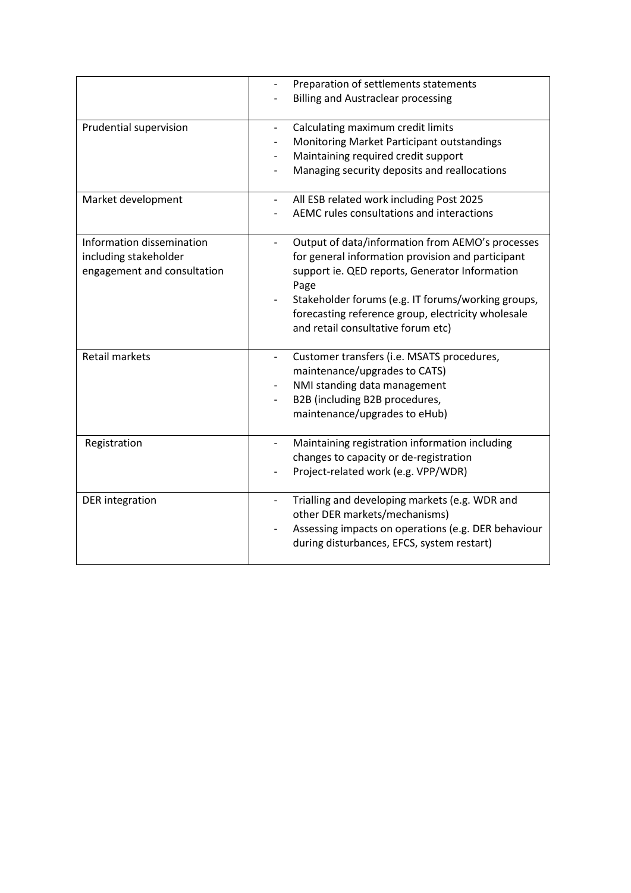| | |
|---|---|
| | - Preparation of settlements statements<br>- Billing and Austraclear processing |
| Prudential supervision | - Calculating maximum credit limits<br>- Monitoring Market Participant outstandings<br>- Maintaining required credit support<br>- Managing security deposits and reallocations |
| Market development | - All ESB related work including Post 2025<br>- AEMC rules consultations and interactions |
| Information dissemination including stakeholder engagement and consultation | - Output of data/information from AEMO's processes for general information provision and participant support ie. QED reports, Generator Information Page<br>- Stakeholder forums (e.g. IT forums/working groups, forecasting reference group, electricity wholesale and retail consultative forum etc) |
| Retail markets | - Customer transfers (i.e. MSATS procedures, maintenance/upgrades to CATS)<br>- NMI standing data management<br>- B2B (including B2B procedures, maintenance/upgrades to eHub) |
| Registration | - Maintaining registration information including changes to capacity or de-registration<br>- Project-related work (e.g. VPP/WDR) |
| DER integration | - Trialling and developing markets (e.g. WDR and other DER markets/mechanisms)<br>- Assessing impacts on operations (e.g. DER behaviour during disturbances, EFCS, system restart) |